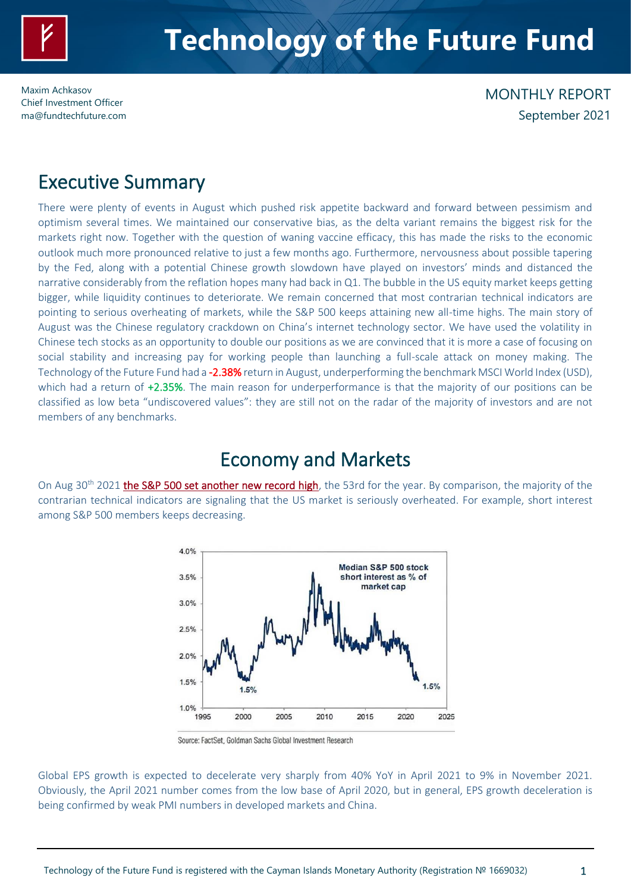# Technology of the Future Fund

Maxim Achkasov
Chief Investment Officer
ma@fundtechfuture.com

MONTHLY REPORT
September 2021

## Executive Summary

There were plenty of events in August which pushed risk appetite backward and forward between pessimism and optimism several times. We maintained our conservative bias, as the delta variant remains the biggest risk for the markets right now. Together with the question of waning vaccine efficacy, this has made the risks to the economic outlook much more pronounced relative to just a few months ago. Furthermore, nervousness about possible tapering by the Fed, along with a potential Chinese growth slowdown have played on investors' minds and distanced the narrative considerably from the reflation hopes many had back in Q1. The bubble in the US equity market keeps getting bigger, while liquidity continues to deteriorate. We remain concerned that most contrarian technical indicators are pointing to serious overheating of markets, while the S&P 500 keeps attaining new all-time highs. The main story of August was the Chinese regulatory crackdown on China's internet technology sector. We have used the volatility in Chinese tech stocks as an opportunity to double our positions as we are convinced that it is more a case of focusing on social stability and increasing pay for working people than launching a full-scale attack on money making. The Technology of the Future Fund had a **-2.38%** return in August, underperforming the benchmark MSCI World Index (USD), which had a return of **+2.35%**. The main reason for underperformance is that the majority of our positions can be classified as low beta "undiscovered values": they are still not on the radar of the majority of investors and are not members of any benchmarks.

## Economy and Markets

On Aug 30th 2021 the S&P 500 set another new record high, the 53rd for the year. By comparison, the majority of the contrarian technical indicators are signaling that the US market is seriously overheated. For example, short interest among S&P 500 members keeps decreasing.

Source: FactSet, Goldman Sachs Global Investment Research

Global EPS growth is expected to decelerate very sharply from 40% YoY in April 2021 to 9% in November 2021. Obviously, the April 2021 number comes from the low base of April 2020, but in general, EPS growth deceleration is being confirmed by weak PMI numbers in developed markets and China.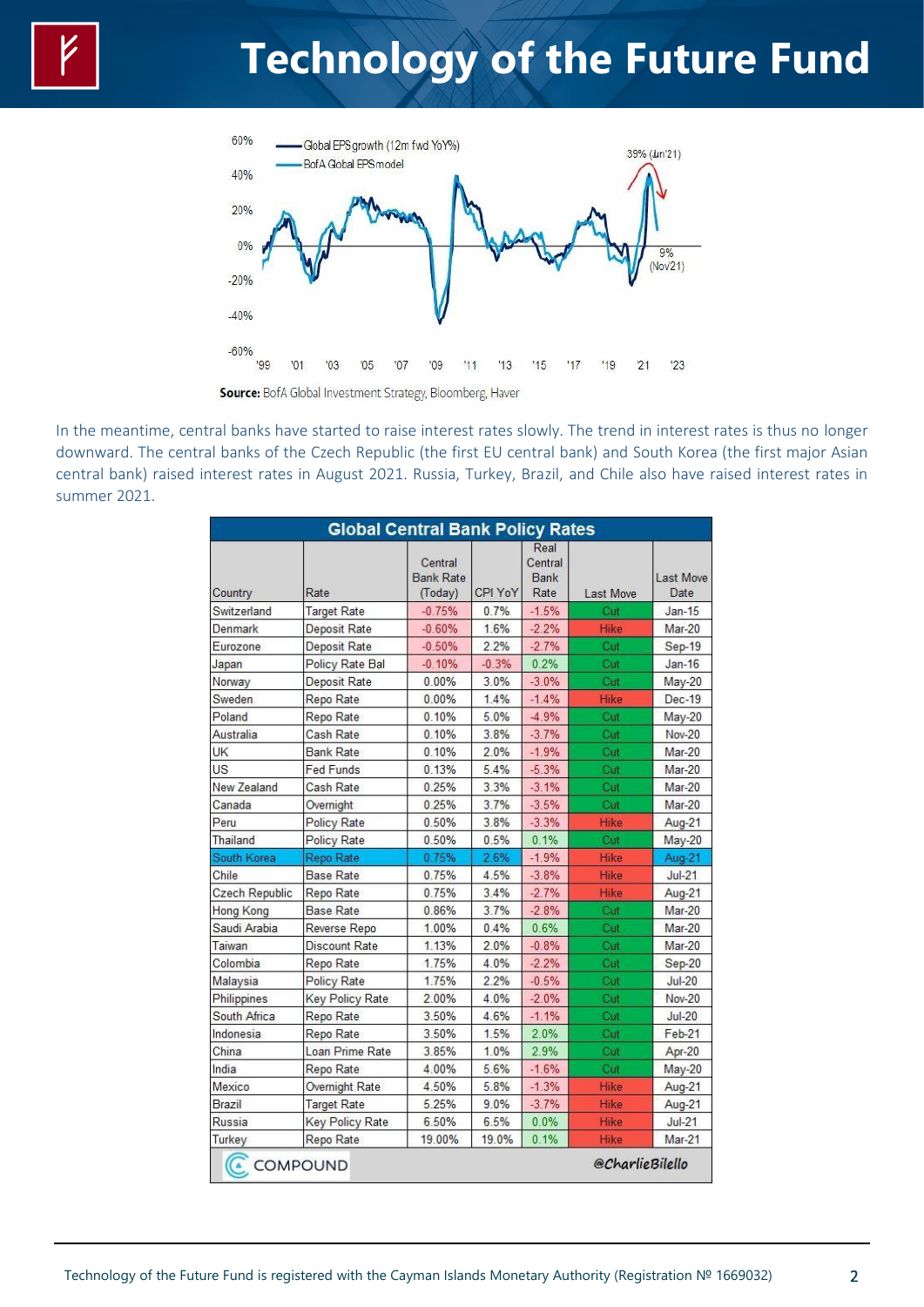Source: BofA Global Investment Strategy, Bloomberg, Haver

In the meantime, central banks have started to raise interest rates slowly. The trend in interest rates is thus no longer downward. The central banks of the Czech Republic (the first EU central bank) and South Korea (the first major Asian central bank) raised interest rates in August 2021. Russia, Turkey, Brazil, and Chile also have raised interest rates in summer 2021.

| Country | Rate | Central Bank Rate (Today) | CPI YoY | Real Central Bank Rate | Last Move | Last Move Date |
|---|---|---|---|---|---|---|
| Switzerland | Target Rate | -0.75% | 0.7% | -1.5% | Cut | Jan-15 |
| Denmark | Deposit Rate | -0.60% | 1.6% | -2.2% | Hike | Mar-20 |
| Eurozone | Deposit Rate | -0.50% | 2.2% | -2.7% | Cut | Sep-19 |
| Japan | Policy Rate Bal | -0.10% | -0.3% | 0.2% | Cut | Jan-16 |
| Norway | Deposit Rate | 0.00% | 3.0% | -3.0% | Cut | May-20 |
| Sweden | Repo Rate | 0.00% | 1.4% | -1.4% | Hike | Dec-19 |
| Poland | Repo Rate | 0.10% | 5.0% | -4.9% | Cut | May-20 |
| Australia | Cash Rate | 0.10% | 3.8% | -3.7% | Cut | Nov-20 |
| UK | Bank Rate | 0.10% | 2.0% | -1.9% | Cut | Mar-20 |
| US | Fed Funds | 0.13% | 5.4% | -5.3% | Cut | Mar-20 |
| New Zealand | Cash Rate | 0.25% | 3.3% | -3.1% | Cut | Mar-20 |
| Canada | Overnight | 0.25% | 3.7% | -3.5% | Cut | Mar-20 |
| Peru | Policy Rate | 0.50% | 3.8% | -3.3% | Hike | Aug-21 |
| Thailand | Policy Rate | 0.50% | 0.5% | 0.1% | Cut | May-20 |
| South Korea | Repo Rate | 0.75% | 2.6% | -1.9% | Hike | Aug-21 |
| Chile | Base Rate | 0.75% | 4.5% | -3.8% | Hike | Jul-21 |
| Czech Republic | Repo Rate | 0.75% | 3.4% | -2.7% | Hike | Aug-21 |
| Hong Kong | Base Rate | 0.86% | 3.7% | -2.8% | Cut | Mar-20 |
| Saudi Arabia | Reverse Repo | 1.00% | 0.4% | 0.6% | Cut | Mar-20 |
| Taiwan | Discount Rate | 1.13% | 2.0% | -0.8% | Cut | Mar-20 |
| Colombia | Repo Rate | 1.75% | 4.0% | -2.2% | Cut | Sep-20 |
| Malaysia | Policy Rate | 1.75% | 2.2% | -0.5% | Cut | Jul-20 |
| Philippines | Key Policy Rate | 2.00% | 4.0% | -2.0% | Cut | Nov-20 |
| South Africa | Repo Rate | 3.50% | 4.6% | -1.1% | Cut | Jul-20 |
| Indonesia | Repo Rate | 3.50% | 1.5% | 2.0% | Cut | Feb-21 |
| China | Loan Prime Rate | 3.85% | 1.0% | 2.9% | Cut | Apr-20 |
| India | Repo Rate | 4.00% | 5.6% | -1.6% | Cut | May-20 |
| Mexico | Overnight Rate | 4.50% | 5.8% | -1.3% | Hike | Aug-21 |
| Brazil | Target Rate | 5.25% | 9.0% | -3.7% | Hike | Aug-21 |
| Russia | Key Policy Rate | 6.50% | 6.5% | 0.0% | Hike | Jul-21 |
| Turkey | Repo Rate | 19.00% | 19.0% | 0.1% | Hike | Mar-21 |

COMPOUND @CharlieBilello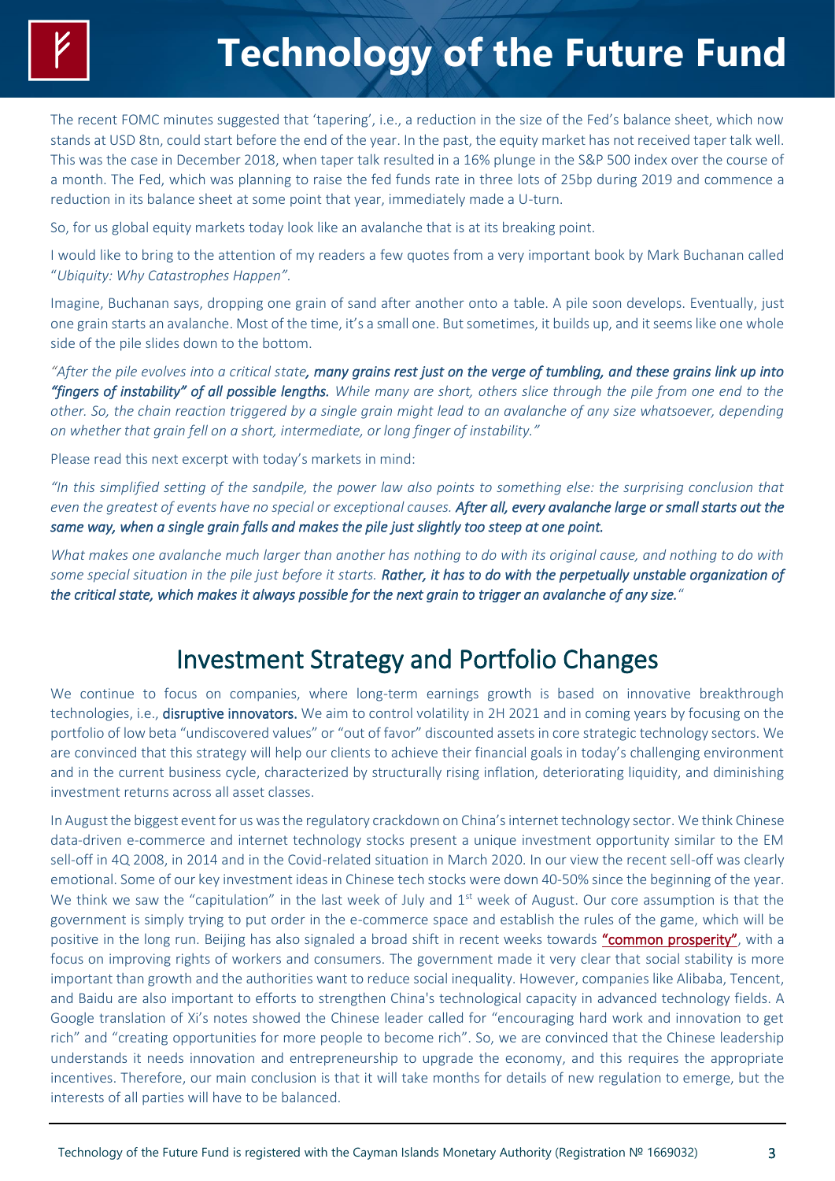The recent FOMC minutes suggested that 'tapering', i.e., a reduction in the size of the Fed's balance sheet, which now stands at USD 8tn, could start before the end of the year. In the past, the equity market has not received taper talk well. This was the case in December 2018, when taper talk resulted in a 16% plunge in the S&P 500 index over the course of a month. The Fed, which was planning to raise the fed funds rate in three lots of 25bp during 2019 and commence a reduction in its balance sheet at some point that year, immediately made a U-turn.

So, for us global equity markets today look like an avalanche that is at its breaking point.

I would like to bring to the attention of my readers a few quotes from a very important book by Mark Buchanan called "*Ubiquity: Why Catastrophes Happen"*.

Imagine, Buchanan says, dropping one grain of sand after another onto a table. A pile soon develops. Eventually, just one grain starts an avalanche. Most of the time, it's a small one. But sometimes, it builds up, and it seems like one whole side of the pile slides down to the bottom.

*"After the pile evolves into a critical state**, many grains rest just on the verge of tumbling, and these grains link up into "fingers of instability" of all possible lengths.** While many are short, others slice through the pile from one end to the other. So, the chain reaction triggered by a single grain might lead to an avalanche of any size whatsoever, depending on whether that grain fell on a short, intermediate, or long finger of instability."*

Please read this next excerpt with today's markets in mind:

*"In this simplified setting of the sandpile, the power law also points to something else: the surprising conclusion that even the greatest of events have no special or exceptional causes.* ***After all, every avalanche large or small starts out the same way, when a single grain falls and makes the pile just slightly too steep at one point.***

*What makes one avalanche much larger than another has nothing to do with its original cause, and nothing to do with some special situation in the pile just before it starts.* ***Rather, it has to do with the perpetually unstable organization of the critical state, which makes it always possible for the next grain to trigger an avalanche of any size.****"*

## Investment Strategy and Portfolio Changes

We continue to focus on companies, where long-term earnings growth is based on innovative breakthrough technologies, i.e., **disruptive innovators.** We aim to control volatility in 2H 2021 and in coming years by focusing on the portfolio of low beta "undiscovered values" or "out of favor" discounted assets in core strategic technology sectors. We are convinced that this strategy will help our clients to achieve their financial goals in today's challenging environment and in the current business cycle, characterized by structurally rising inflation, deteriorating liquidity, and diminishing investment returns across all asset classes.

In August the biggest event for us was the regulatory crackdown on China's internet technology sector. We think Chinese data-driven e-commerce and internet technology stocks present a unique investment opportunity similar to the EM sell-off in 4Q 2008, in 2014 and in the Covid-related situation in March 2020. In our view the recent sell-off was clearly emotional. Some of our key investment ideas in Chinese tech stocks were down 40-50% since the beginning of the year. We think we saw the "capitulation" in the last week of July and 1st week of August. Our core assumption is that the government is simply trying to put order in the e-commerce space and establish the rules of the game, which will be positive in the long run. Beijing has also signaled a broad shift in recent weeks towards **"common prosperity"**, with a focus on improving rights of workers and consumers. The government made it very clear that social stability is more important than growth and the authorities want to reduce social inequality. However, companies like Alibaba, Tencent, and Baidu are also important to efforts to strengthen China's technological capacity in advanced technology fields. A Google translation of Xi's notes showed the Chinese leader called for "encouraging hard work and innovation to get rich" and "creating opportunities for more people to become rich". So, we are convinced that the Chinese leadership understands it needs innovation and entrepreneurship to upgrade the economy, and this requires the appropriate incentives. Therefore, our main conclusion is that it will take months for details of new regulation to emerge, but the interests of all parties will have to be balanced.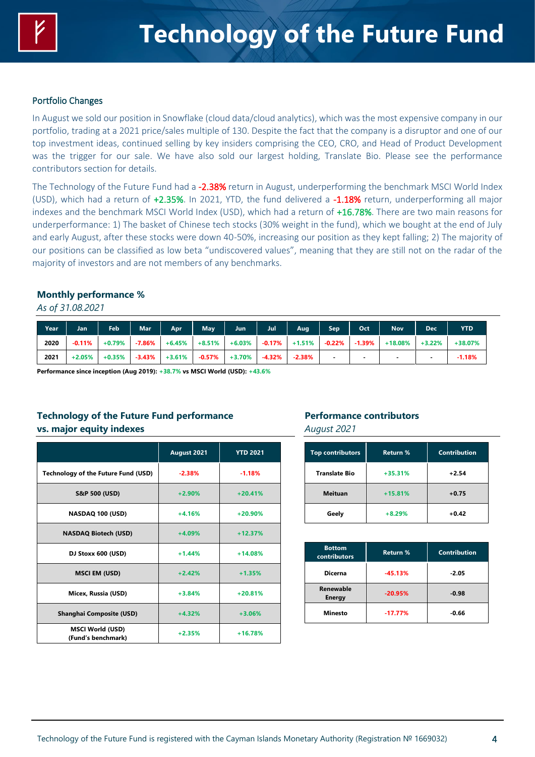# Technology of the Future Fund

## Portfolio Changes

In August we sold our position in Snowflake (cloud data/cloud analytics), which was the most expensive company in our portfolio, trading at a 2021 price/sales multiple of 130. Despite the fact that the company is a disruptor and one of our top investment ideas, continued selling by key insiders comprising the CEO, CRO, and Head of Product Development was the trigger for our sale. We have also sold our largest holding, Translate Bio. Please see the performance contributors section for details.

The Technology of the Future Fund had a -2.38% return in August, underperforming the benchmark MSCI World Index (USD), which had a return of +2.35%. In 2021, YTD, the fund delivered a -1.18% return, underperforming all major indexes and the benchmark MSCI World Index (USD), which had a return of +16.78%. There are two main reasons for underperformance: 1) The basket of Chinese tech stocks (30% weight in the fund), which we bought at the end of July and early August, after these stocks were down 40-50%, increasing our position as they kept falling; 2) The majority of our positions can be classified as low beta "undiscovered values", meaning that they are still not on the radar of the majority of investors and are not members of any benchmarks.

## Monthly performance %

*As of 31.08.2021*

| Year | Jan | Feb | Mar | Apr | May | Jun | Jul | Aug | Sep | Oct | Nov | Dec | YTD |
|---|---|---|---|---|---|---|---|---|---|---|---|---|---|
| 2020 | -0.11% | +0.79% | -7.86% | +6.45% | +8.51% | +6.03% | -0.17% | +1.51% | -0.22% | -1.39% | +18.08% | +3.22% | +38.07% |
| 2021 | +2.05% | +0.35% | -3.43% | +3.61% | -0.57% | +3.70% | -4.32% | -2.38% | - | - | - | - | -1.18% |

**Performance since inception (Aug 2019): +38.7% vs MSCI World (USD): +43.6%**

## Technology of the Future Fund performance vs. major equity indexes

| | August 2021 | YTD 2021 |
|---|---|---|
| Technology of the Future Fund (USD) | -2.38% | -1.18% |
| S&P 500 (USD) | +2.90% | +20.41% |
| NASDAQ 100 (USD) | +4.16% | +20.90% |
| NASDAQ Biotech (USD) | +4.09% | +12.37% |
| DJ Stoxx 600 (USD) | +1.44% | +14.08% |
| MSCI EM (USD) | +2.42% | +1.35% |
| Micex, Russia (USD) | +3.84% | +20.81% |
| Shanghai Composite (USD) | +4.32% | +3.06% |
| MSCI World (USD) (Fund's benchmark) | +2.35% | +16.78% |

## Performance contributors

*August 2021*

| Top contributors | Return % | Contribution |
|---|---|---|
| Translate Bio | +35.31% | +2.54 |
| Meituan | +15.81% | +0.75 |
| Geely | +8.29% | +0.42 |

| Bottom contributors | Return % | Contribution |
|---|---|---|
| Dicerna | -45.13% | -2.05 |
| Renewable Energy | -20.95% | -0.98 |
| Minesto | -17.77% | -0.66 |

Technology of the Future Fund is registered with the Cayman Islands Monetary Authority (Registration № 1669032)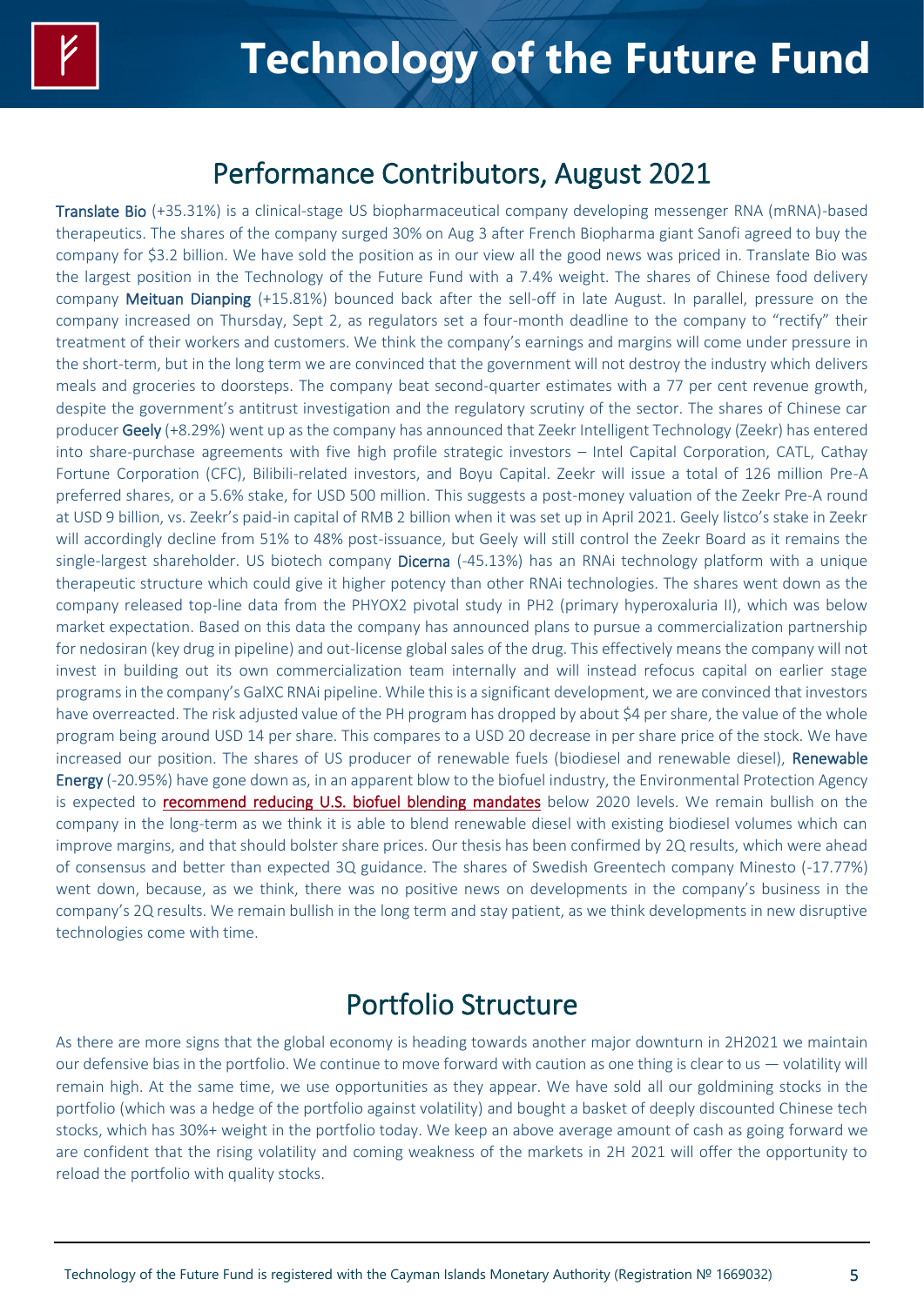## Performance Contributors, August 2021

**Translate Bio** (+35.31%) is a clinical-stage US biopharmaceutical company developing messenger RNA (mRNA)-based therapeutics. The shares of the company surged 30% on Aug 3 after French Biopharma giant Sanofi agreed to buy the company for $3.2 billion. We have sold the position as in our view all the good news was priced in. Translate Bio was the largest position in the Technology of the Future Fund with a 7.4% weight. The shares of Chinese food delivery company **Meituan Dianping** (+15.81%) bounced back after the sell-off in late August. In parallel, pressure on the company increased on Thursday, Sept 2, as regulators set a four-month deadline to the company to "rectify" their treatment of their workers and customers. We think the company's earnings and margins will come under pressure in the short-term, but in the long term we are convinced that the government will not destroy the industry which delivers meals and groceries to doorsteps. The company beat second-quarter estimates with a 77 per cent revenue growth, despite the government's antitrust investigation and the regulatory scrutiny of the sector. The shares of Chinese car producer **Geely** (+8.29%) went up as the company has announced that Zeekr Intelligent Technology (Zeekr) has entered into share-purchase agreements with five high profile strategic investors – Intel Capital Corporation, CATL, Cathay Fortune Corporation (CFC), Bilibili-related investors, and Boyu Capital. Zeekr will issue a total of 126 million Pre-A preferred shares, or a 5.6% stake, for USD 500 million. This suggests a post-money valuation of the Zeekr Pre-A round at USD 9 billion, vs. Zeekr's paid-in capital of RMB 2 billion when it was set up in April 2021. Geely listco's stake in Zeekr will accordingly decline from 51% to 48% post-issuance, but Geely will still control the Zeekr Board as it remains the single-largest shareholder. US biotech company **Dicerna** (-45.13%) has an RNAi technology platform with a unique therapeutic structure which could give it higher potency than other RNAi technologies. The shares went down as the company released top-line data from the PHYOX2 pivotal study in PH2 (primary hyperoxaluria II), which was below market expectation. Based on this data the company has announced plans to pursue a commercialization partnership for nedosiran (key drug in pipeline) and out-license global sales of the drug. This effectively means the company will not invest in building out its own commercialization team internally and will instead refocus capital on earlier stage programs in the company's GalXC RNAi pipeline. While this is a significant development, we are convinced that investors have overreacted. The risk adjusted value of the PH program has dropped by about $4 per share, the value of the whole program being around USD 14 per share. This compares to a USD 20 decrease in per share price of the stock. We have increased our position. The shares of US producer of renewable fuels (biodiesel and renewable diesel), **Renewable Energy** (-20.95%) have gone down as, in an apparent blow to the biofuel industry, the Environmental Protection Agency is expected to recommend reducing U.S. biofuel blending mandates below 2020 levels. We remain bullish on the company in the long-term as we think it is able to blend renewable diesel with existing biodiesel volumes which can improve margins, and that should bolster share prices. Our thesis has been confirmed by 2Q results, which were ahead of consensus and better than expected 3Q guidance. The shares of Swedish Greentech company Minesto (-17.77%) went down, because, as we think, there was no positive news on developments in the company's business in the company's 2Q results. We remain bullish in the long term and stay patient, as we think developments in new disruptive technologies come with time.

## Portfolio Structure

As there are more signs that the global economy is heading towards another major downturn in 2H2021 we maintain our defensive bias in the portfolio. We continue to move forward with caution as one thing is clear to us — volatility will remain high. At the same time, we use opportunities as they appear. We have sold all our goldmining stocks in the portfolio (which was a hedge of the portfolio against volatility) and bought a basket of deeply discounted Chinese tech stocks, which has 30%+ weight in the portfolio today. We keep an above average amount of cash as going forward we are confident that the rising volatility and coming weakness of the markets in 2H 2021 will offer the opportunity to reload the portfolio with quality stocks.

Technology of the Future Fund is registered with the Cayman Islands Monetary Authority (Registration № 1669032)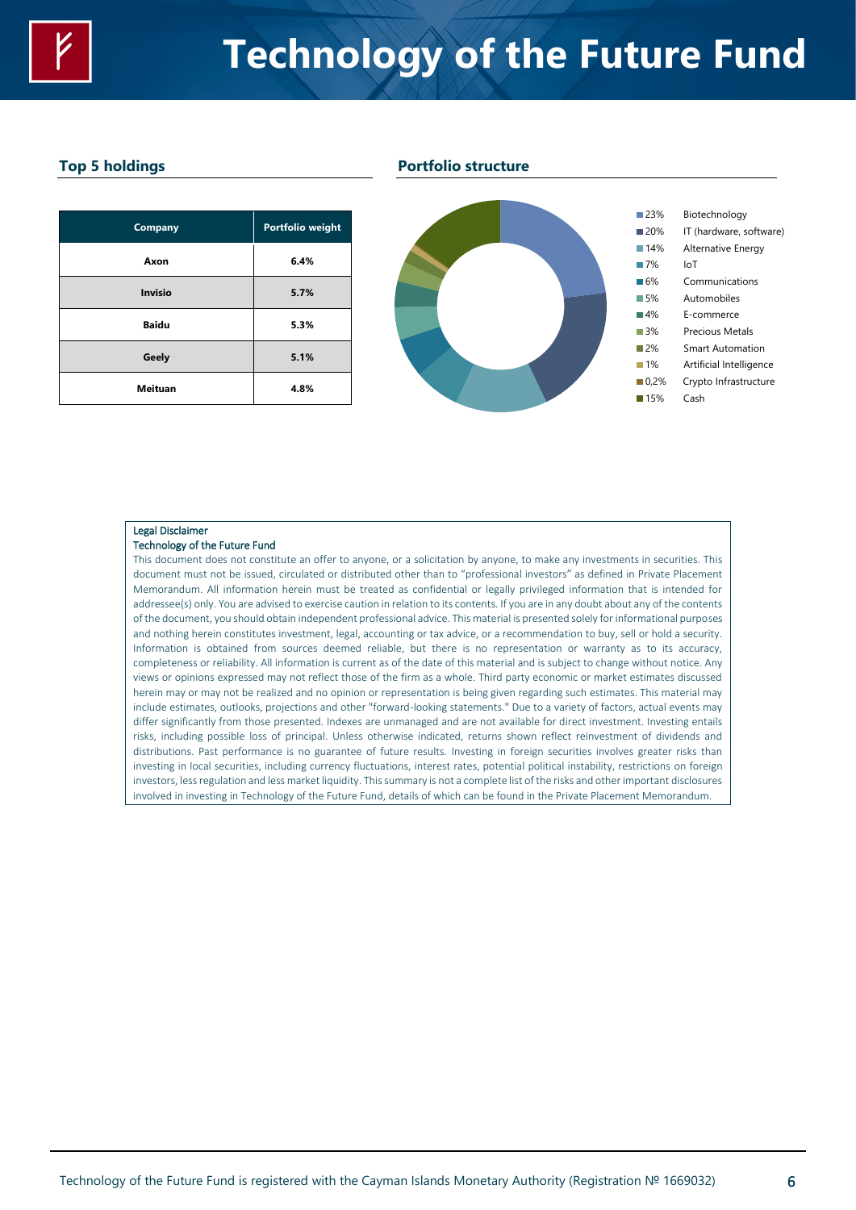# Technology of the Future Fund

## Top 5 holdings

| Company | Portfolio weight |
|---|---|
| Axon | 6.4% |
| Invisio | 5.7% |
| Baidu | 5.3% |
| Geely | 5.1% |
| Meituan | 4.8% |

## Portfolio structure

23% Biotechnology
20% IT (hardware, software)
14% Alternative Energy
7% IoT
6% Communications
5% Automobiles
4% E-commerce
3% Precious Metals
2% Smart Automation
1% Artificial Intelligence
0,2% Crypto Infrastructure
15% Cash

Legal Disclaimer
Technology of the Future Fund

This document does not constitute an offer to anyone, or a solicitation by anyone, to make any investments in securities. This document must not be issued, circulated or distributed other than to "professional investors" as defined in Private Placement Memorandum. All information herein must be treated as confidential or legally privileged information that is intended for addressee(s) only. You are advised to exercise caution in relation to its contents. If you are in any doubt about any of the contents of the document, you should obtain independent professional advice. This material is presented solely for informational purposes and nothing herein constitutes investment, legal, accounting or tax advice, or a recommendation to buy, sell or hold a security. Information is obtained from sources deemed reliable, but there is no representation or warranty as to its accuracy, completeness or reliability. All information is current as of the date of this material and is subject to change without notice. Any views or opinions expressed may not reflect those of the firm as a whole. Third party economic or market estimates discussed herein may or may not be realized and no opinion or representation is being given regarding such estimates. This material may include estimates, outlooks, projections and other "forward-looking statements." Due to a variety of factors, actual events may differ significantly from those presented. Indexes are unmanaged and are not available for direct investment. Investing entails risks, including possible loss of principal. Unless otherwise indicated, returns shown reflect reinvestment of dividends and distributions. Past performance is no guarantee of future results. Investing in foreign securities involves greater risks than investing in local securities, including currency fluctuations, interest rates, potential political instability, restrictions on foreign investors, less regulation and less market liquidity. This summary is not a complete list of the risks and other important disclosures involved in investing in Technology of the Future Fund, details of which can be found in the Private Placement Memorandum.

Technology of the Future Fund is registered with the Cayman Islands Monetary Authority (Registration № 1669032)